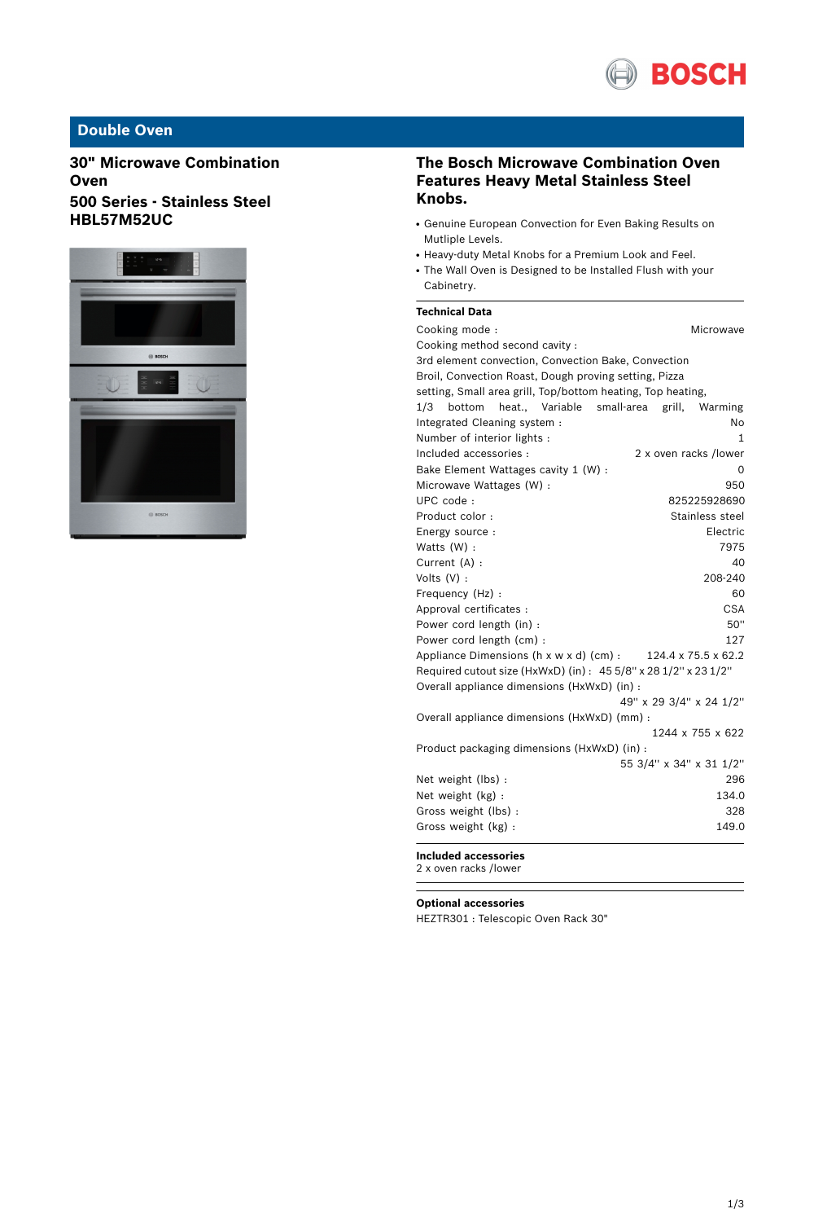# Double Oven

## 30" Microwave Combination Oven

## 500 Series - Stainless Steel HBL57M52UC

## The Bosch Microwave Combination Oven Features Heavy Metal Stainless Steel Knobs.

- Genuine European Convection for Even Baking Results on Mutliple Levels.
- Heavy-duty Metal Knobs for a Premium Look and Feel.
- The Wall Oven is Designed to be Installed Flush with your Cabinetry.

### Technical Data

| | |
|---|---|
| Cooking mode : | Microwave |
| Cooking method second cavity : | 3rd element convection, Convection Bake, Convection Broil, Convection Roast, Dough proving setting, Pizza setting, Small area grill, Top/bottom heating, Top heating, 1/3 bottom heat., Variable small-area grill, Warming |
| Integrated Cleaning system : | No |
| Number of interior lights : | 1 |
| Included accessories : | 2 x oven racks /lower |
| Bake Element Wattages cavity 1 (W) : | 0 |
| Microwave Wattages (W) : | 950 |
| UPC code : | 825225928690 |
| Product color : | Stainless steel |
| Energy source : | Electric |
| Watts (W) : | 7975 |
| Current (A) : | 40 |
| Volts (V) : | 208-240 |
| Frequency (Hz) : | 60 |
| Approval certificates : | CSA |
| Power cord length (in) : | 50" |
| Power cord length (cm) : | 127 |
| Appliance Dimensions (h x w x d) (cm) : | 124.4 x 75.5 x 62.2 |
| Required cutout size (HxWxD) (in) : | 45 5/8" x 28 1/2" x 23 1/2" |
| Overall appliance dimensions (HxWxD) (in) : | 49" x 29 3/4" x 24 1/2" |
| Overall appliance dimensions (HxWxD) (mm) : | 1244 x 755 x 622 |
| Product packaging dimensions (HxWxD) (in) : | 55 3/4" x 34" x 31 1/2" |
| Net weight (lbs) : | 296 |
| Net weight (kg) : | 134.0 |
| Gross weight (lbs) : | 328 |
| Gross weight (kg) : | 149.0 |

### Included accessories

2 x oven racks /lower

### Optional accessories

HEZTR301 : Telescopic Oven Rack 30"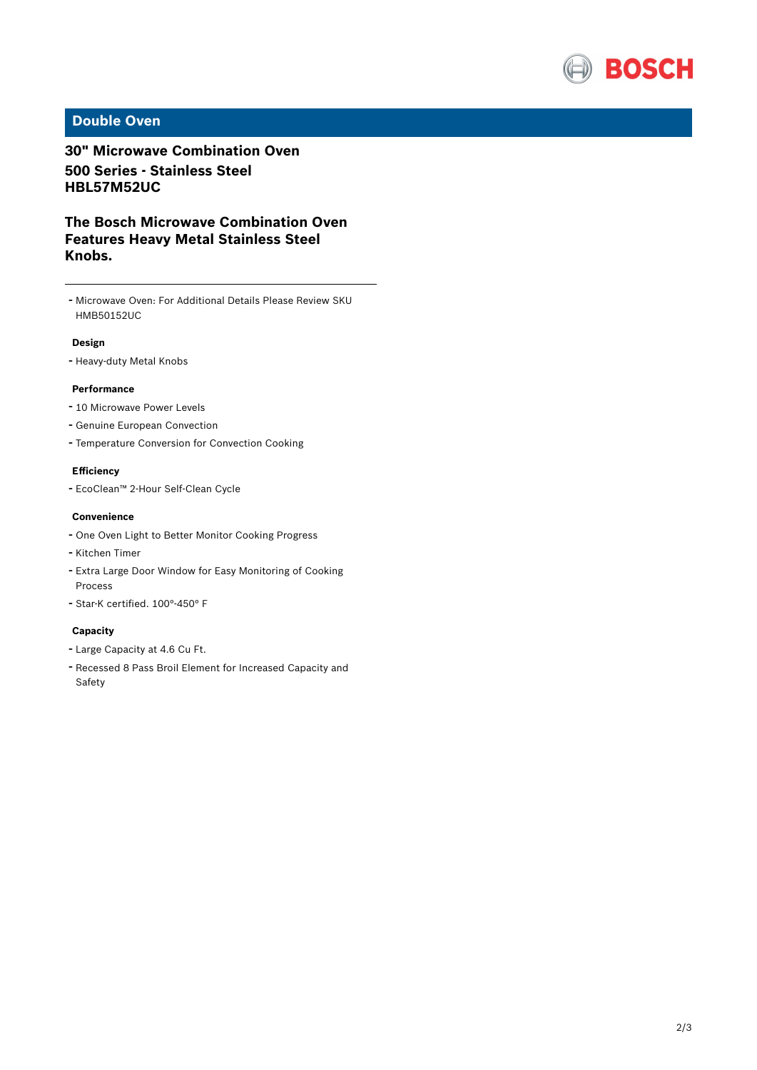## Double Oven

### 30" Microwave Combination Oven
### 500 Series - Stainless Steel
### HBL57M52UC

### The Bosch Microwave Combination Oven Features Heavy Metal Stainless Steel Knobs.

---

- Microwave Oven: For Additional Details Please Review SKU HMB50152UC

**Design**

- Heavy-duty Metal Knobs

**Performance**

- 10 Microwave Power Levels
- Genuine European Convection
- Temperature Conversion for Convection Cooking

**Efficiency**

- EcoClean™ 2-Hour Self-Clean Cycle

**Convenience**

- One Oven Light to Better Monitor Cooking Progress
- Kitchen Timer
- Extra Large Door Window for Easy Monitoring of Cooking Process
- Star-K certified. 100°-450° F

**Capacity**

- Large Capacity at 4.6 Cu Ft.
- Recessed 8 Pass Broil Element for Increased Capacity and Safety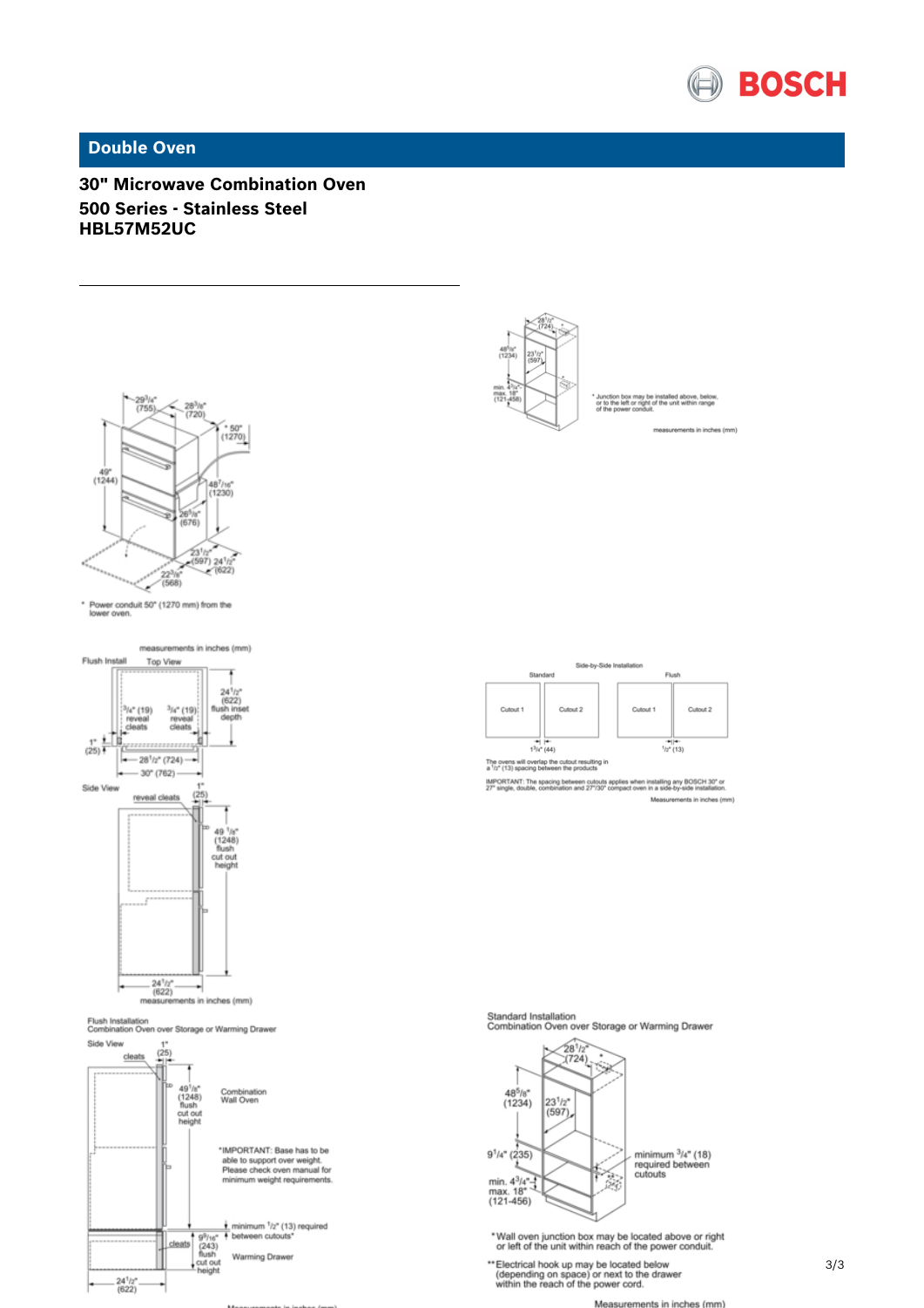## Double Oven

**30" Microwave Combination Oven**
**500 Series - Stainless Steel**
**HBL57M52UC**

29 3/4" (755)
28 3/8" (720)
* 50" (1270)
49" (1244)
48 7/16" (1230)
26 5/8" (676)
23 1/2" (597)
24 1/2" (622)
22 3/8" (568)

* Power conduit 50" (1270 mm) from the lower oven.

measurements in inches (mm)

Flush Install
Top View
3/4" (19) reveal cleats
3/4" (19) reveal cleats
24 1/2" (622) flush inset depth
1" (25)
28 1/2" (724)
30" (762)

Side View
reveal cleats
1" (25)
49 1/8" (1248) flush cut out height
24 1/2" (622)
measurements in inches (mm)

Flush Installation
Combination Oven over Storage or Warming Drawer
Side View
cleats
1" (25)
49 1/8" (1248) flush cut out height
Combination Wall Oven
*IMPORTANT: Base has to be able to support over weight. Please check oven manual for minimum weight requirements.
minimum 1/2" (13) required between cutouts*
cleats
9 9/16" (243) flush cut out height
Warming Drawer
24 1/2" (622)
Measurements in inches (mm)

28 1/2" (724)
48 5/8" (1234)
23 1/2" (597)
min. 4 3/4" max. 18" (121-456)
* Junction box may be installed above, below, or to the left or right of the unit within range of the power conduit.
measurements in inches (mm)

Side-by-Side Installation
Standard
Cutout 1
Cutout 2
1 3/4" (44)
Flush
Cutout 1
Cutout 2
1/2" (13)

The ovens will overlap the cutout resulting in a 1/2" (13) spacing between the products

IMPORTANT: The spacing between cutouts applies when installing any BOSCH 30" or 27" single, double, combination and 27"/30" compact oven in a side-by-side installation.

Measurements in inches (mm)

Standard Installation
Combination Oven over Storage or Warming Drawer
28 1/2" (724)
48 5/8" (1234)
23 1/2" (597)
9 1/4" (235)
minimum 3/4" (18) required between cutouts
min. 4 3/4" max. 18" (121-456)

* Wall oven junction box may be located above or right or left of the unit within reach of the power conduit.

** Electrical hook up may be located below (depending on space) or next to the drawer within the reach of the power cord.

Measurements in inches (mm)